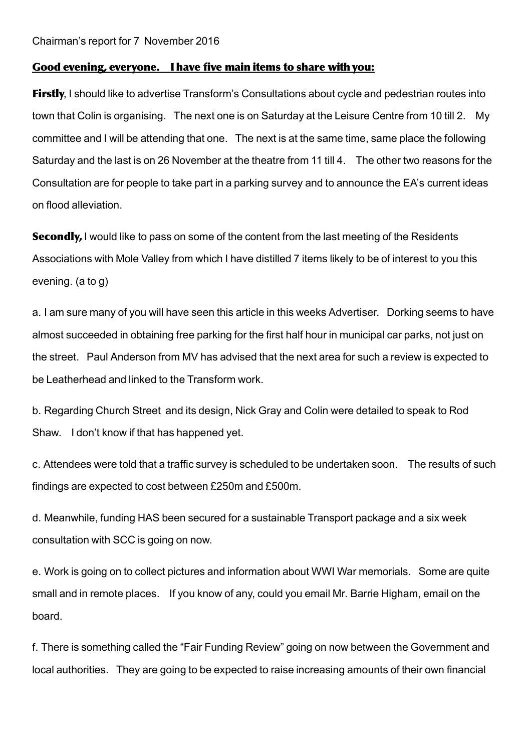Chairman's report for 7 November 2016

**Good evening, everyone. I have five main items to share with you:**

**Firstly**, I should like to advertise Transform's Consultations about cycle and pedestrian routes into town that Colin is organising. The next one is on Saturday at the Leisure Centre from 10 till 2. My committee and I will be attending that one. The next is at the same time, same place the following Saturday and the last is on 26 November at the theatre from 11 till 4. The other two reasons for the Consultation are for people to take part in a parking survey and to announce the EA's current ideas on flood alleviation.

**Secondly,** I would like to pass on some of the content from the last meeting of the Residents Associations with Mole Valley from which I have distilled 7 items likely to be of interest to you this evening. (a to g)

a. I am sure many of you will have seen this article in this weeks Advertiser. Dorking seems to have almost succeeded in obtaining free parking for the first half hour in municipal car parks, not just on the street. Paul Anderson from MV has advised that the next area for such a review is expected to be Leatherhead and linked to the Transform work.

b. Regarding Church Street and its design, Nick Gray and Colin were detailed to speak to Rod Shaw. I don't know if that has happened yet.

c. Attendees were told that a traffic survey is scheduled to be undertaken soon. The results of such findings are expected to cost between £250m and £500m.

d. Meanwhile, funding HAS been secured for a sustainable Transport package and a six week consultation with SCC is going on now.

e. Work is going on to collect pictures and information about WWI War memorials. Some are quite small and in remote places. If you know of any, could you email Mr. Barrie Higham, email on the board.

f. There is something called the "Fair Funding Review" going on now between the Government and local authorities. They are going to be expected to raise increasing amounts of their own financial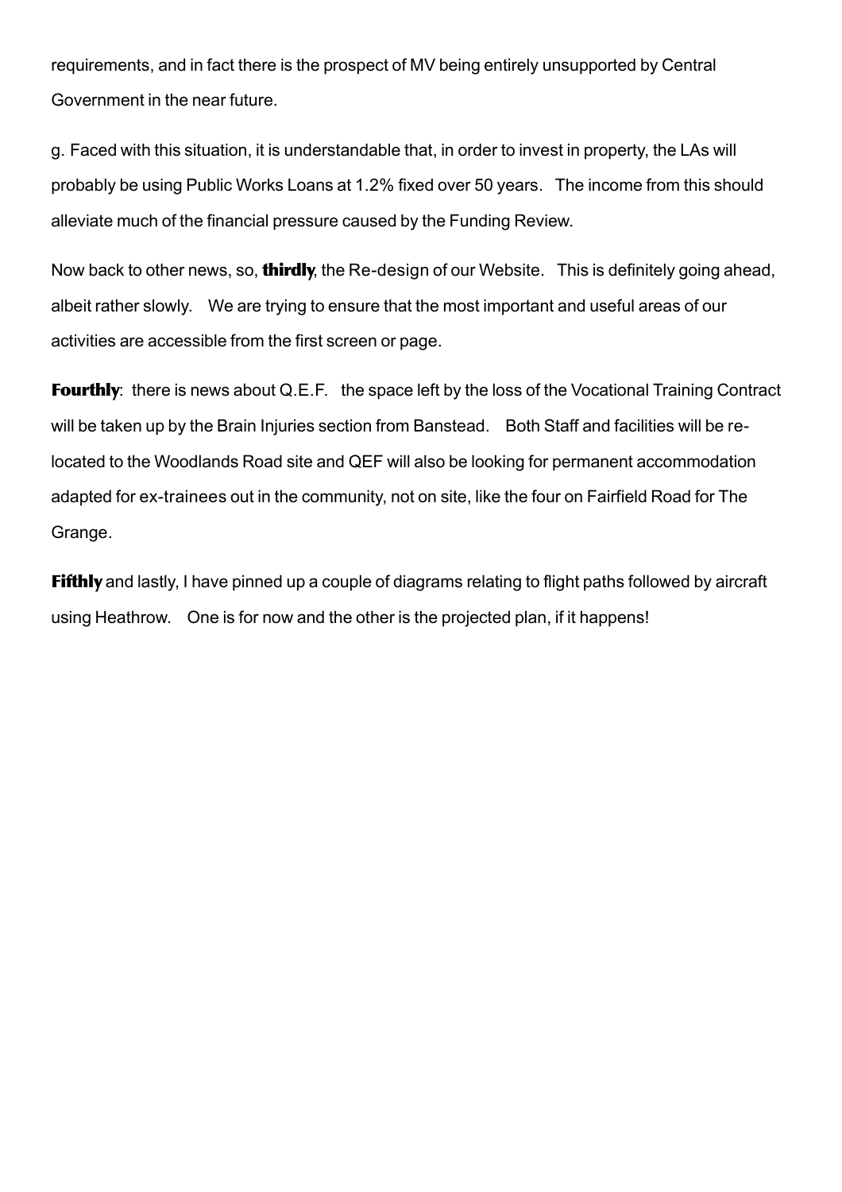requirements, and in fact there is the prospect of MV being entirely unsupported by Central Government in the near future.

g. Faced with this situation, it is understandable that, in order to invest in property, the LAs will probably be using Public Works Loans at 1.2% fixed over 50 years. The income from this should alleviate much of the financial pressure caused by the Funding Review.

Now back to other news, so, **thirdly**, the Re-design of our Website. This is definitely going ahead, albeit rather slowly. We are trying to ensure that the most important and useful areas of our activities are accessible from the first screen or page.

**Fourthly**: there is news about Q.E.F. the space left by the loss of the Vocational Training Contract will be taken up by the Brain Injuries section from Banstead. Both Staff and facilities will be re-located to the Woodlands Road site and QEF will also be looking for permanent accommodation adapted for ex-trainees out in the community, not on site, like the four on Fairfield Road for The Grange.

**Fifthly** and lastly, I have pinned up a couple of diagrams relating to flight paths followed by aircraft using Heathrow. One is for now and the other is the projected plan, if it happens!